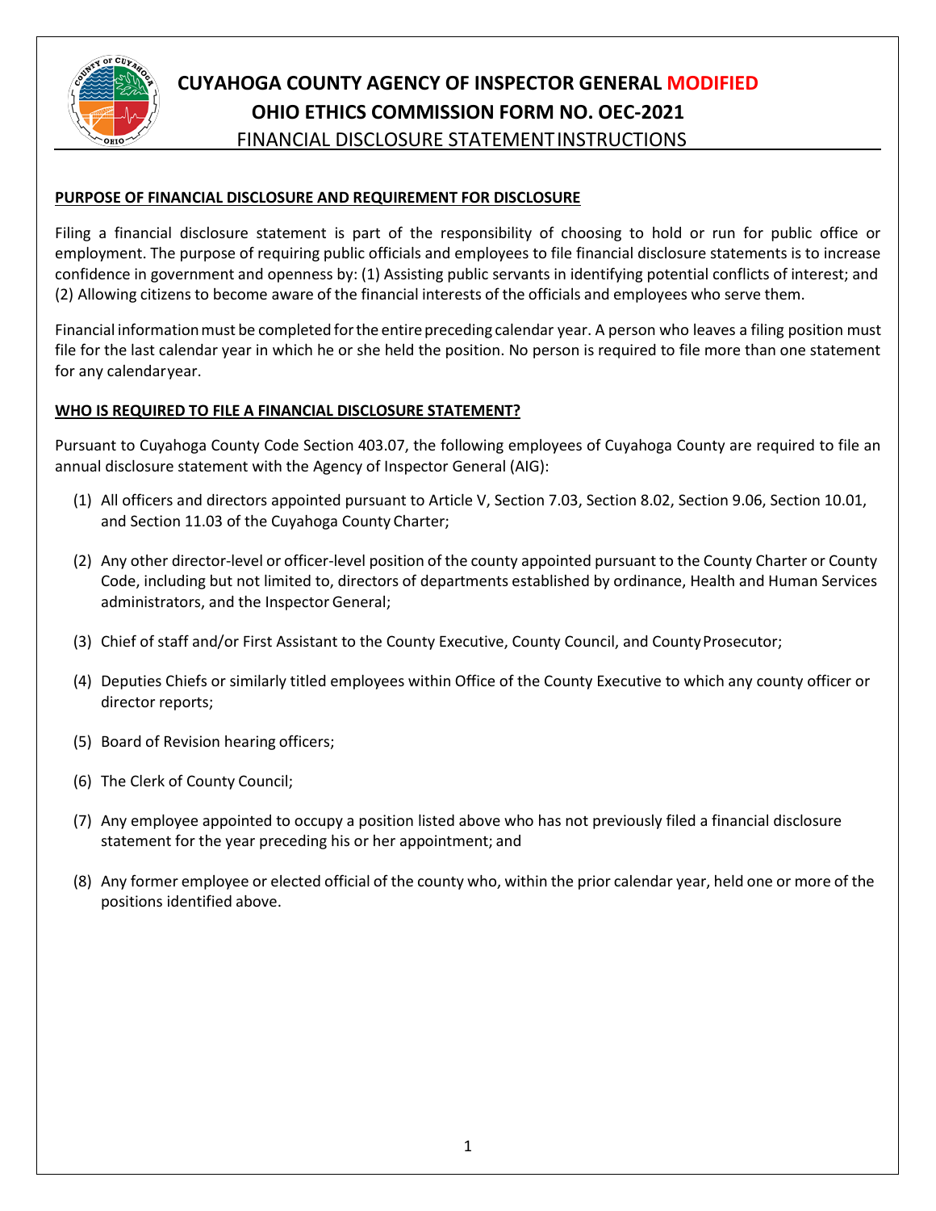# CUYAHOGA COUNTY AGENCY OF INSPECTOR GENERAL MODIFIED
# OHIO ETHICS COMMISSION FORM NO. OEC-2021

## FINANCIAL DISCLOSURE STATEMENT INSTRUCTIONS

**PURPOSE OF FINANCIAL DISCLOSURE AND REQUIREMENT FOR DISCLOSURE**

Filing a financial disclosure statement is part of the responsibility of choosing to hold or run for public office or employment. The purpose of requiring public officials and employees to file financial disclosure statements is to increase confidence in government and openness by: (1) Assisting public servants in identifying potential conflicts of interest; and (2) Allowing citizens to become aware of the financial interests of the officials and employees who serve them.

Financial information must be completed for the entire preceding calendar year. A person who leaves a filing position must file for the last calendar year in which he or she held the position. No person is required to file more than one statement for any calendar year.

**WHO IS REQUIRED TO FILE A FINANCIAL DISCLOSURE STATEMENT?**

Pursuant to Cuyahoga County Code Section 403.07, the following employees of Cuyahoga County are required to file an annual disclosure statement with the Agency of Inspector General (AIG):

(1) All officers and directors appointed pursuant to Article V, Section 7.03, Section 8.02, Section 9.06, Section 10.01, and Section 11.03 of the Cuyahoga County Charter;

(2) Any other director-level or officer-level position of the county appointed pursuant to the County Charter or County Code, including but not limited to, directors of departments established by ordinance, Health and Human Services administrators, and the Inspector General;

(3) Chief of staff and/or First Assistant to the County Executive, County Council, and County Prosecutor;

(4) Deputies Chiefs or similarly titled employees within Office of the County Executive to which any county officer or director reports;

(5) Board of Revision hearing officers;

(6) The Clerk of County Council;

(7) Any employee appointed to occupy a position listed above who has not previously filed a financial disclosure statement for the year preceding his or her appointment; and

(8) Any former employee or elected official of the county who, within the prior calendar year, held one or more of the positions identified above.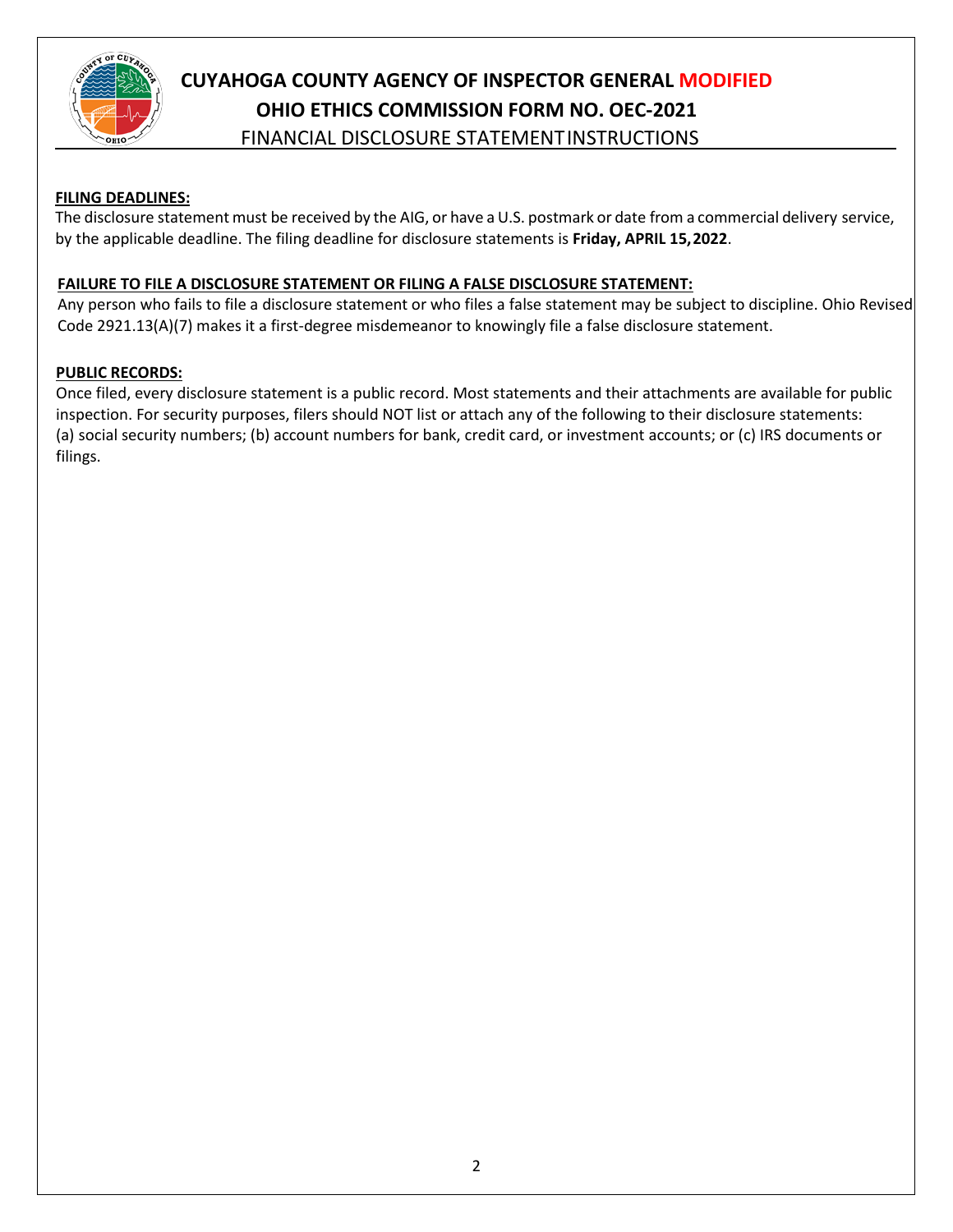# CUYAHOGA COUNTY AGENCY OF INSPECTOR GENERAL MODIFIED
## OHIO ETHICS COMMISSION FORM NO. OEC-2021
### FINANCIAL DISCLOSURE STATEMENT INSTRUCTIONS

**FILING DEADLINES:**

The disclosure statement must be received by the AIG, or have a U.S. postmark or date from a commercial delivery service, by the applicable deadline. The filing deadline for disclosure statements is **Friday, APRIL 15, 2022**.

**FAILURE TO FILE A DISCLOSURE STATEMENT OR FILING A FALSE DISCLOSURE STATEMENT:**

Any person who fails to file a disclosure statement or who files a false statement may be subject to discipline. Ohio Revised Code 2921.13(A)(7) makes it a first-degree misdemeanor to knowingly file a false disclosure statement.

**PUBLIC RECORDS:**

Once filed, every disclosure statement is a public record. Most statements and their attachments are available for public inspection. For security purposes, filers should NOT list or attach any of the following to their disclosure statements: (a) social security numbers; (b) account numbers for bank, credit card, or investment accounts; or (c) IRS documents or filings.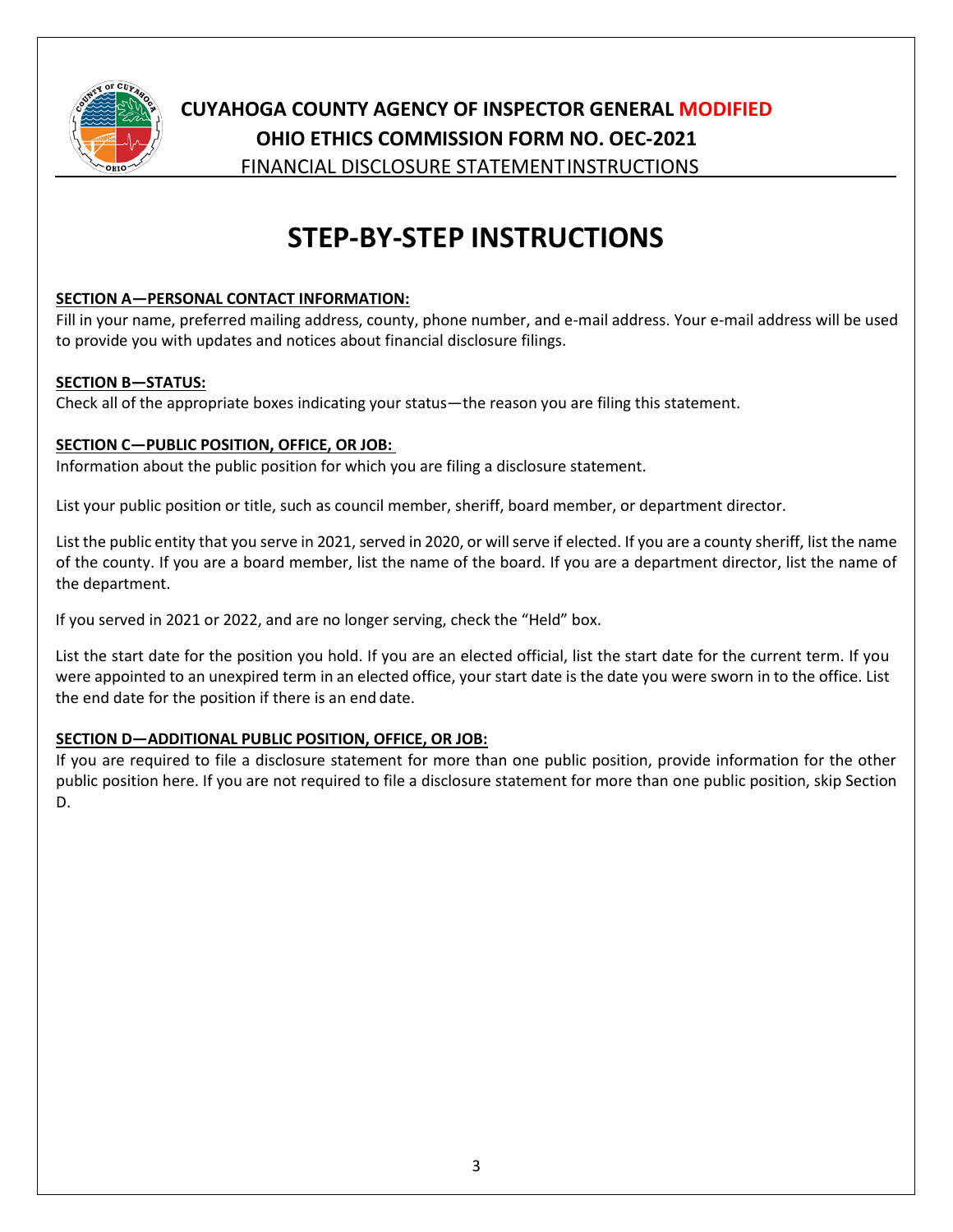**CUYAHOGA COUNTY AGENCY OF INSPECTOR GENERAL MODIFIED**
**OHIO ETHICS COMMISSION FORM NO. OEC-2021**
FINANCIAL DISCLOSURE STATEMENT INSTRUCTIONS

# STEP-BY-STEP INSTRUCTIONS

**SECTION A—PERSONAL CONTACT INFORMATION:**
Fill in your name, preferred mailing address, county, phone number, and e-mail address. Your e-mail address will be used to provide you with updates and notices about financial disclosure filings.

**SECTION B—STATUS:**
Check all of the appropriate boxes indicating your status—the reason you are filing this statement.

**SECTION C—PUBLIC POSITION, OFFICE, OR JOB:**
Information about the public position for which you are filing a disclosure statement.

List your public position or title, such as council member, sheriff, board member, or department director.

List the public entity that you serve in 2021, served in 2020, or will serve if elected. If you are a county sheriff, list the name of the county. If you are a board member, list the name of the board. If you are a department director, list the name of the department.

If you served in 2021 or 2022, and are no longer serving, check the "Held" box.

List the start date for the position you hold. If you are an elected official, list the start date for the current term. If you were appointed to an unexpired term in an elected office, your start date is the date you were sworn in to the office. List the end date for the position if there is an end date.

**SECTION D—ADDITIONAL PUBLIC POSITION, OFFICE, OR JOB:**
If you are required to file a disclosure statement for more than one public position, provide information for the other public position here. If you are not required to file a disclosure statement for more than one public position, skip Section D.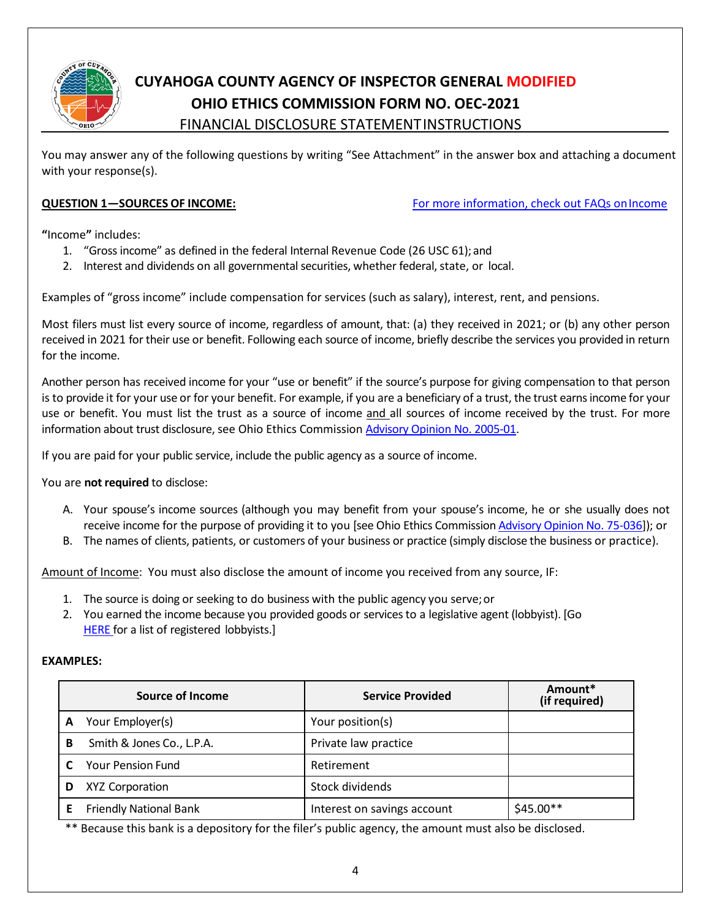# CUYAHOGA COUNTY AGENCY OF INSPECTOR GENERAL MODIFIED
## OHIO ETHICS COMMISSION FORM NO. OEC-2021
### FINANCIAL DISCLOSURE STATEMENT INSTRUCTIONS

You may answer any of the following questions by writing "See Attachment" in the answer box and attaching a document with your response(s).

**QUESTION 1—SOURCES OF INCOME:** For more information, check out FAQs on Income

**"**Income**"** includes:

1. "Gross income" as defined in the federal Internal Revenue Code (26 USC 61); and
2. Interest and dividends on all governmental securities, whether federal, state, or local.

Examples of "gross income" include compensation for services (such as salary), interest, rent, and pensions.

Most filers must list every source of income, regardless of amount, that: (a) they received in 2021; or (b) any other person received in 2021 for their use or benefit. Following each source of income, briefly describe the services you provided in return for the income.

Another person has received income for your "use or benefit" if the source's purpose for giving compensation to that person is to provide it for your use or for your benefit. For example, if you are a beneficiary of a trust, the trust earns income for your use or benefit. You must list the trust as a source of income and all sources of income received by the trust. For more information about trust disclosure, see Ohio Ethics Commission Advisory Opinion No. 2005-01.

If you are paid for your public service, include the public agency as a source of income.

You are **not required** to disclose:

A. Your spouse's income sources (although you may benefit from your spouse's income, he or she usually does not receive income for the purpose of providing it to you [see Ohio Ethics Commission Advisory Opinion No. 75-036]); or
B. The names of clients, patients, or customers of your business or practice (simply disclose the business or practice).

Amount of Income: You must also disclose the amount of income you received from any source, IF:

1. The source is doing or seeking to do business with the public agency you serve; or
2. You earned the income because you provided goods or services to a legislative agent (lobbyist). [Go HERE for a list of registered lobbyists.]

**EXAMPLES:**

| | Source of Income | Service Provided | Amount* (if required) |
|---|---|---|---|
| A | Your Employer(s) | Your position(s) | |
| B | Smith & Jones Co., L.P.A. | Private law practice | |
| C | Your Pension Fund | Retirement | |
| D | XYZ Corporation | Stock dividends | |
| E | Friendly National Bank | Interest on savings account | $45.00** |

** Because this bank is a depository for the filer's public agency, the amount must also be disclosed.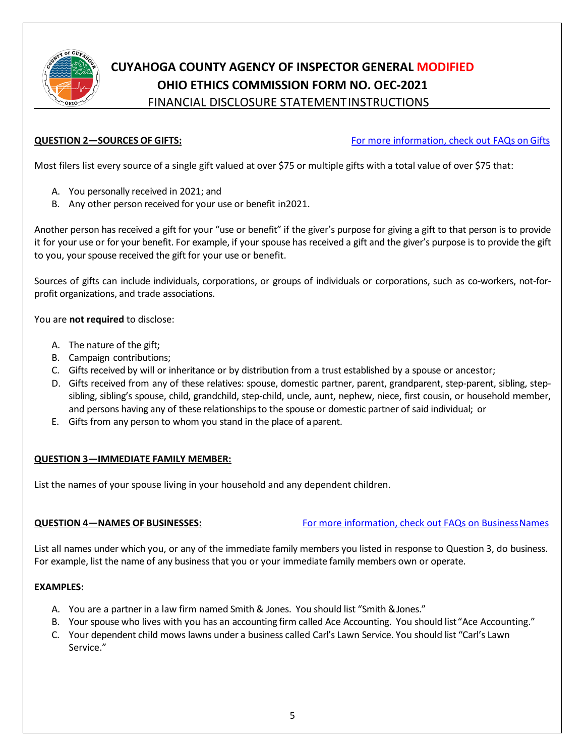# CUYAHOGA COUNTY AGENCY OF INSPECTOR GENERAL MODIFIED OHIO ETHICS COMMISSION FORM NO. OEC-2021

## FINANCIAL DISCLOSURE STATEMENT INSTRUCTIONS

**QUESTION 2—SOURCES OF GIFTS:** For more information, check out FAQs on Gifts

Most filers list every source of a single gift valued at over $75 or multiple gifts with a total value of over $75 that:

A. You personally received in 2021; and
B. Any other person received for your use or benefit in2021.

Another person has received a gift for your "use or benefit" if the giver's purpose for giving a gift to that person is to provide it for your use or for your benefit. For example, if your spouse has received a gift and the giver's purpose is to provide the gift to you, your spouse received the gift for your use or benefit.

Sources of gifts can include individuals, corporations, or groups of individuals or corporations, such as co-workers, not-for-profit organizations, and trade associations.

You are **not required** to disclose:

A. The nature of the gift;
B. Campaign contributions;
C. Gifts received by will or inheritance or by distribution from a trust established by a spouse or ancestor;
D. Gifts received from any of these relatives: spouse, domestic partner, parent, grandparent, step-parent, sibling, step-sibling, sibling's spouse, child, grandchild, step-child, uncle, aunt, nephew, niece, first cousin, or household member, and persons having any of these relationships to the spouse or domestic partner of said individual; or
E. Gifts from any person to whom you stand in the place of a parent.

**QUESTION 3—IMMEDIATE FAMILY MEMBER:**

List the names of your spouse living in your household and any dependent children.

**QUESTION 4—NAMES OF BUSINESSES:** For more information, check out FAQs on Business Names

List all names under which you, or any of the immediate family members you listed in response to Question 3, do business. For example, list the name of any business that you or your immediate family members own or operate.

**EXAMPLES:**

A. You are a partner in a law firm named Smith & Jones. You should list "Smith & Jones."
B. Your spouse who lives with you has an accounting firm called Ace Accounting. You should list "Ace Accounting."
C. Your dependent child mows lawns under a business called Carl's Lawn Service. You should list "Carl's Lawn Service."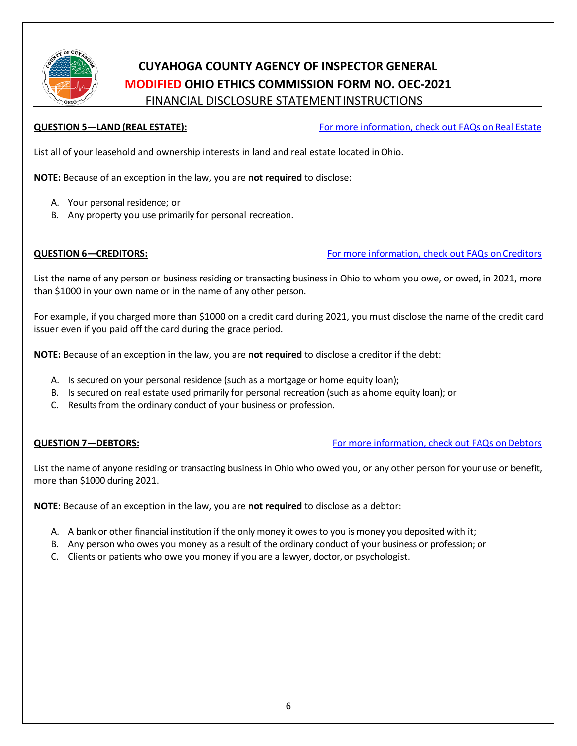# CUYAHOGA COUNTY AGENCY OF INSPECTOR GENERAL

## MODIFIED OHIO ETHICS COMMISSION FORM NO. OEC-2021

### FINANCIAL DISCLOSURE STATEMENT INSTRUCTIONS

**QUESTION 5—LAND (REAL ESTATE):** For more information, check out FAQs on Real Estate

List all of your leasehold and ownership interests in land and real estate located in Ohio.

**NOTE:** Because of an exception in the law, you are **not required** to disclose:

A. Your personal residence; or
B. Any property you use primarily for personal recreation.

**QUESTION 6—CREDITORS:** For more information, check out FAQs on Creditors

List the name of any person or business residing or transacting business in Ohio to whom you owe, or owed, in 2021, more than $1000 in your own name or in the name of any other person.

For example, if you charged more than $1000 on a credit card during 2021, you must disclose the name of the credit card issuer even if you paid off the card during the grace period.

**NOTE:** Because of an exception in the law, you are **not required** to disclose a creditor if the debt:

A. Is secured on your personal residence (such as a mortgage or home equity loan);
B. Is secured on real estate used primarily for personal recreation (such as a home equity loan); or
C. Results from the ordinary conduct of your business or profession.

**QUESTION 7—DEBTORS:** For more information, check out FAQs on Debtors

List the name of anyone residing or transacting business in Ohio who owed you, or any other person for your use or benefit, more than $1000 during 2021.

**NOTE:** Because of an exception in the law, you are **not required** to disclose as a debtor:

A. A bank or other financial institution if the only money it owes to you is money you deposited with it;
B. Any person who owes you money as a result of the ordinary conduct of your business or profession; or
C. Clients or patients who owe you money if you are a lawyer, doctor, or psychologist.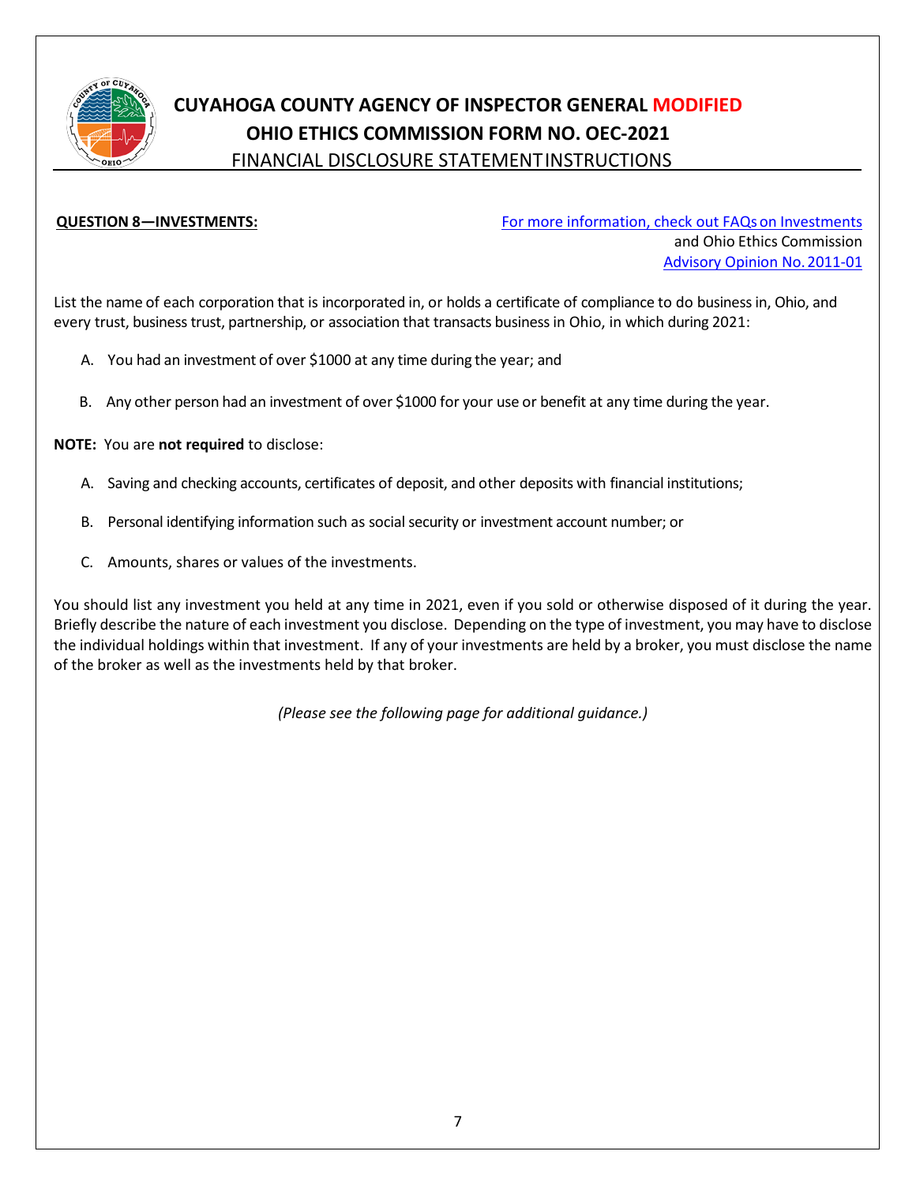# CUYAHOGA COUNTY AGENCY OF INSPECTOR GENERAL MODIFIED
## OHIO ETHICS COMMISSION FORM NO. OEC-2021
### FINANCIAL DISCLOSURE STATEMENT INSTRUCTIONS

**QUESTION 8—INVESTMENTS:**

For more information, check out FAQs on Investments and Ohio Ethics Commission Advisory Opinion No. 2011-01

List the name of each corporation that is incorporated in, or holds a certificate of compliance to do business in, Ohio, and every trust, business trust, partnership, or association that transacts business in Ohio, in which during 2021:

A. You had an investment of over $1000 at any time during the year; and

B. Any other person had an investment of over $1000 for your use or benefit at any time during the year.

**NOTE:** You are **not required** to disclose:

A. Saving and checking accounts, certificates of deposit, and other deposits with financial institutions;

B. Personal identifying information such as social security or investment account number; or

C. Amounts, shares or values of the investments.

You should list any investment you held at any time in 2021, even if you sold or otherwise disposed of it during the year. Briefly describe the nature of each investment you disclose. Depending on the type of investment, you may have to disclose the individual holdings within that investment. If any of your investments are held by a broker, you must disclose the name of the broker as well as the investments held by that broker.

*(Please see the following page for additional guidance.)*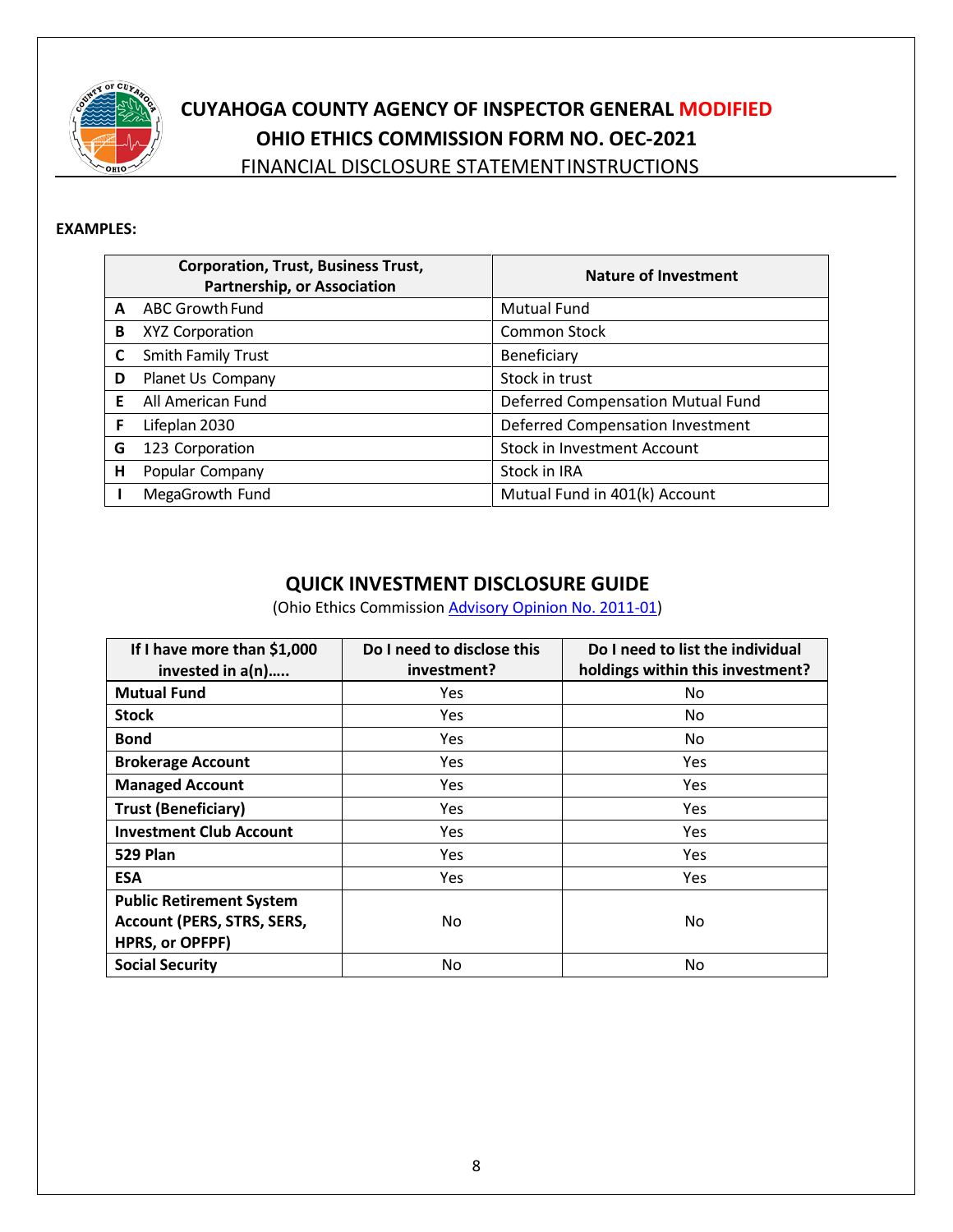# CUYAHOGA COUNTY AGENCY OF INSPECTOR GENERAL MODIFIED OHIO ETHICS COMMISSION FORM NO. OEC-2021

FINANCIAL DISCLOSURE STATEMENT INSTRUCTIONS

**EXAMPLES:**

| | Corporation, Trust, Business Trust, Partnership, or Association | Nature of Investment |
|---|---|---|
| **A** | ABC Growth Fund | Mutual Fund |
| **B** | XYZ Corporation | Common Stock |
| **C** | Smith Family Trust | Beneficiary |
| **D** | Planet Us Company | Stock in trust |
| **E** | All American Fund | Deferred Compensation Mutual Fund |
| **F** | Lifeplan 2030 | Deferred Compensation Investment |
| **G** | 123 Corporation | Stock in Investment Account |
| **H** | Popular Company | Stock in IRA |
| **I** | MegaGrowth Fund | Mutual Fund in 401(k) Account |

## QUICK INVESTMENT DISCLOSURE GUIDE

(Ohio Ethics Commission Advisory Opinion No. 2011-01)

| If I have more than $1,000 invested in a(n)….. | Do I need to disclose this investment? | Do I need to list the individual holdings within this investment? |
|---|---|---|
| **Mutual Fund** | Yes | No |
| **Stock** | Yes | No |
| **Bond** | Yes | No |
| **Brokerage Account** | Yes | Yes |
| **Managed Account** | Yes | Yes |
| **Trust (Beneficiary)** | Yes | Yes |
| **Investment Club Account** | Yes | Yes |
| **529 Plan** | Yes | Yes |
| **ESA** | Yes | Yes |
| **Public Retirement System Account (PERS, STRS, SERS, HPRS, or OPFPF)** | No | No |
| **Social Security** | No | No |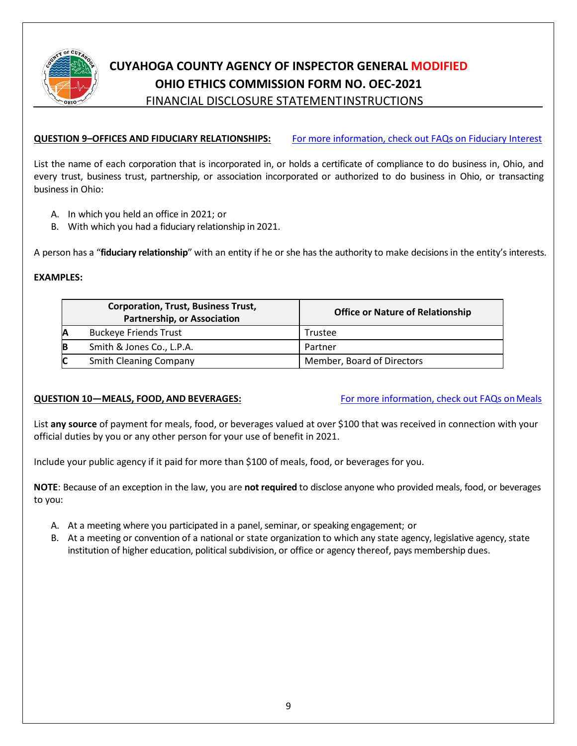**CUYAHOGA COUNTY AGENCY OF INSPECTOR GENERAL MODIFIED**
**OHIO ETHICS COMMISSION FORM NO. OEC-2021**
FINANCIAL DISCLOSURE STATEMENT INSTRUCTIONS

**QUESTION 9–OFFICES AND FIDUCIARY RELATIONSHIPS:** For more information, check out FAQs on Fiduciary Interest

List the name of each corporation that is incorporated in, or holds a certificate of compliance to do business in, Ohio, and every trust, business trust, partnership, or association incorporated or authorized to do business in Ohio, or transacting business in Ohio:

A. In which you held an office in 2021; or
B. With which you had a fiduciary relationship in 2021.

A person has a "**fiduciary relationship**" with an entity if he or she has the authority to make decisions in the entity's interests.

**EXAMPLES:**

| | Corporation, Trust, Business Trust, Partnership, or Association | Office or Nature of Relationship |
|---|---|---|
| **A** | Buckeye Friends Trust | Trustee |
| **B** | Smith & Jones Co., L.P.A. | Partner |
| **C** | Smith Cleaning Company | Member, Board of Directors |

**QUESTION 10—MEALS, FOOD, AND BEVERAGES:** For more information, check out FAQs on Meals

List **any source** of payment for meals, food, or beverages valued at over $100 that was received in connection with your official duties by you or any other person for your use of benefit in 2021.

Include your public agency if it paid for more than $100 of meals, food, or beverages for you.

**NOTE**: Because of an exception in the law, you are **not required** to disclose anyone who provided meals, food, or beverages to you:

A. At a meeting where you participated in a panel, seminar, or speaking engagement; or
B. At a meeting or convention of a national or state organization to which any state agency, legislative agency, state institution of higher education, political subdivision, or office or agency thereof, pays membership dues.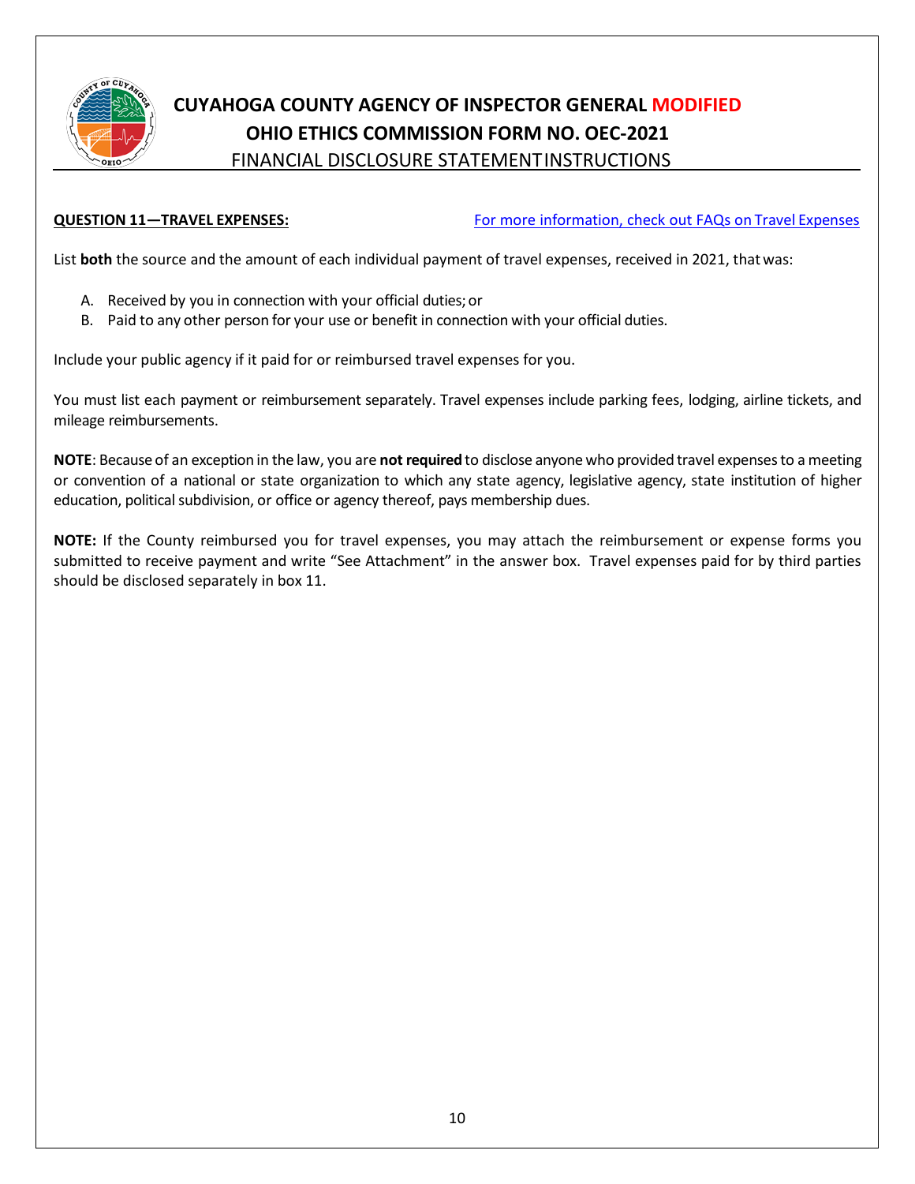# CUYAHOGA COUNTY AGENCY OF INSPECTOR GENERAL MODIFIED
## OHIO ETHICS COMMISSION FORM NO. OEC-2021
### FINANCIAL DISCLOSURE STATEMENT INSTRUCTIONS

**QUESTION 11—TRAVEL EXPENSES:** For more information, check out FAQs on Travel Expenses

List **both** the source and the amount of each individual payment of travel expenses, received in 2021, that was:

A. Received by you in connection with your official duties; or
B. Paid to any other person for your use or benefit in connection with your official duties.

Include your public agency if it paid for or reimbursed travel expenses for you.

You must list each payment or reimbursement separately. Travel expenses include parking fees, lodging, airline tickets, and mileage reimbursements.

**NOTE**: Because of an exception in the law, you are **not required** to disclose anyone who provided travel expenses to a meeting or convention of a national or state organization to which any state agency, legislative agency, state institution of higher education, political subdivision, or office or agency thereof, pays membership dues.

**NOTE:** If the County reimbursed you for travel expenses, you may attach the reimbursement or expense forms you submitted to receive payment and write “See Attachment” in the answer box. Travel expenses paid for by third parties should be disclosed separately in box 11.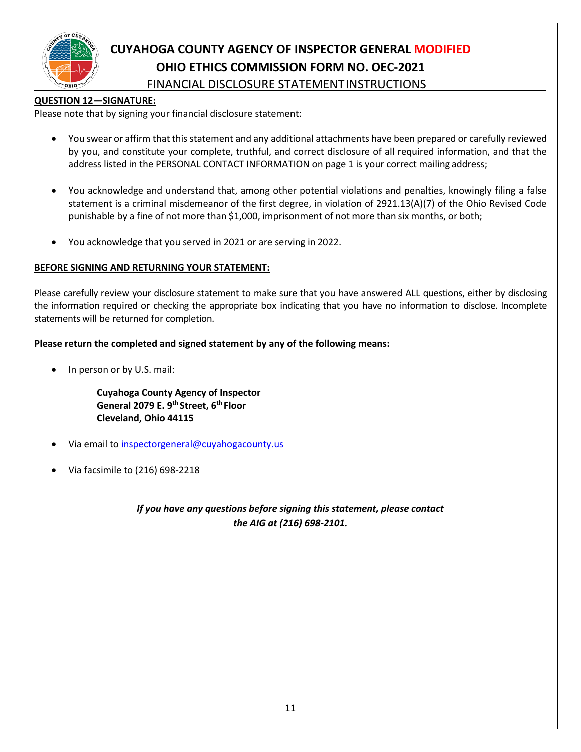# CUYAHOGA COUNTY AGENCY OF INSPECTOR GENERAL MODIFIED

## OHIO ETHICS COMMISSION FORM NO. OEC-2021

### FINANCIAL DISCLOSURE STATEMENT INSTRUCTIONS

**QUESTION 12—SIGNATURE:**

Please note that by signing your financial disclosure statement:

- You swear or affirm that this statement and any additional attachments have been prepared or carefully reviewed by you, and constitute your complete, truthful, and correct disclosure of all required information, and that the address listed in the PERSONAL CONTACT INFORMATION on page 1 is your correct mailing address;
- You acknowledge and understand that, among other potential violations and penalties, knowingly filing a false statement is a criminal misdemeanor of the first degree, in violation of 2921.13(A)(7) of the Ohio Revised Code punishable by a fine of not more than $1,000, imprisonment of not more than six months, or both;
- You acknowledge that you served in 2021 or are serving in 2022.

**BEFORE SIGNING AND RETURNING YOUR STATEMENT:**

Please carefully review your disclosure statement to make sure that you have answered ALL questions, either by disclosing the information required or checking the appropriate box indicating that you have no information to disclose. Incomplete statements will be returned for completion.

**Please return the completed and signed statement by any of the following means:**

- In person or by U.S. mail:

  **Cuyahoga County Agency of Inspector General 2079 E. 9th Street, 6th Floor**
  **Cleveland, Ohio 44115**

- Via email to inspectorgeneral@cuyahogacounty.us
- Via facsimile to (216) 698-2218

***If you have any questions before signing this statement, please contact the AIG at (216) 698-2101.***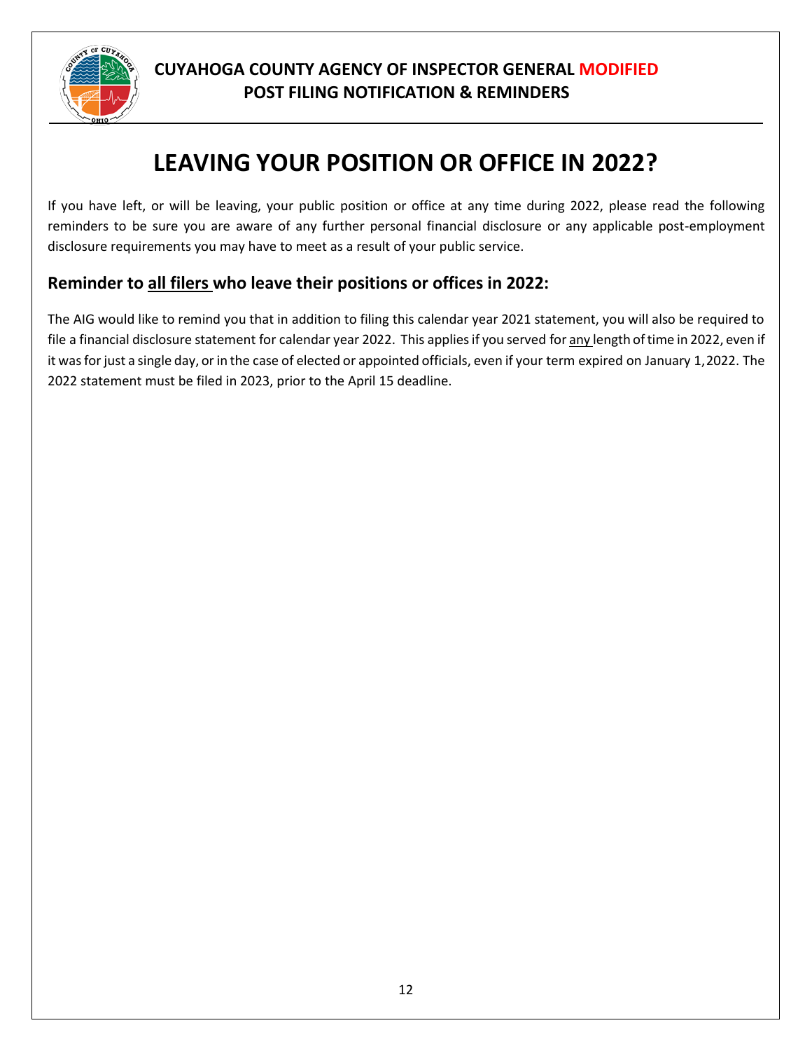**CUYAHOGA COUNTY AGENCY OF INSPECTOR GENERAL MODIFIED**
**POST FILING NOTIFICATION & REMINDERS**

# LEAVING YOUR POSITION OR OFFICE IN 2022?

If you have left, or will be leaving, your public position or office at any time during 2022, please read the following reminders to be sure you are aware of any further personal financial disclosure or any applicable post-employment disclosure requirements you may have to meet as a result of your public service.

## Reminder to all filers who leave their positions or offices in 2022:

The AIG would like to remind you that in addition to filing this calendar year 2021 statement, you will also be required to file a financial disclosure statement for calendar year 2022. This applies if you served for any length of time in 2022, even if it was for just a single day, or in the case of elected or appointed officials, even if your term expired on January 1, 2022. The 2022 statement must be filed in 2023, prior to the April 15 deadline.